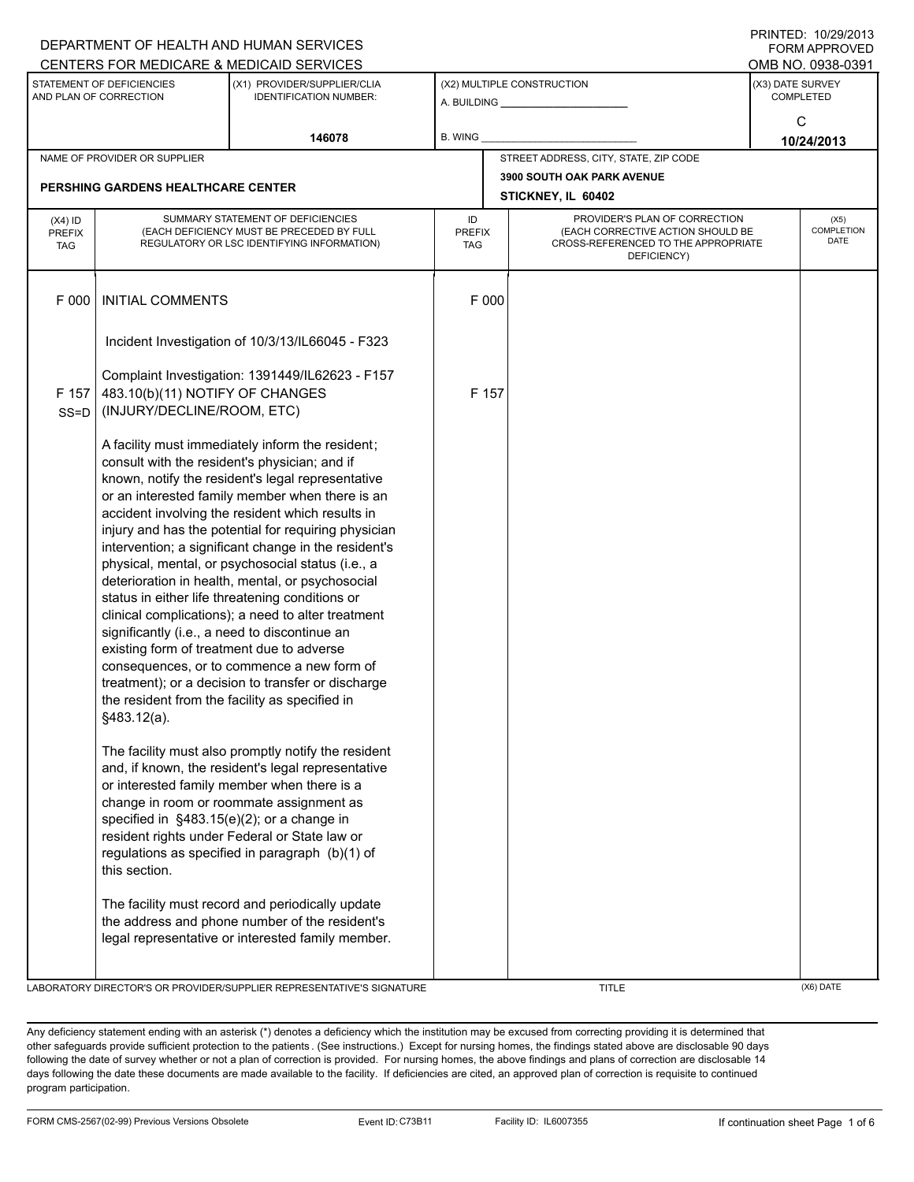DEPARTMENT OF HEALTH AND HUMAN SERVICES
CENTERS FOR MEDICARE & MEDICAID SERVICES

PRINTED: 10/29/2013
FORM APPROVED
OMB NO. 0938-0391

| STATEMENT OF DEFICIENCIES AND PLAN OF CORRECTION | (X1) PROVIDER/SUPPLIER/CLIA IDENTIFICATION NUMBER: | (X2) MULTIPLE CONSTRUCTION | (X3) DATE SURVEY COMPLETED |
|---|---|---|---|
| | 146078 | A. BUILDING ______ B. WING ______ | C 10/24/2013 |

| NAME OF PROVIDER OR SUPPLIER | STREET ADDRESS, CITY, STATE, ZIP CODE |
|---|---|
| PERSHING GARDENS HEALTHCARE CENTER | 3900 SOUTH OAK PARK AVENUE STICKNEY, IL 60402 |

| (X4) ID PREFIX TAG | SUMMARY STATEMENT OF DEFICIENCIES (EACH DEFICIENCY MUST BE PRECEDED BY FULL REGULATORY OR LSC IDENTIFYING INFORMATION) | ID PREFIX TAG | PROVIDER'S PLAN OF CORRECTION (EACH CORRECTIVE ACTION SHOULD BE CROSS-REFERENCED TO THE APPROPRIATE DEFICIENCY) | (X5) COMPLETION DATE |
|---|---|---|---|---|
| F 000 | INITIAL COMMENTS<br><br>Incident Investigation of 10/3/13/IL66045 - F323<br><br>Complaint Investigation: 1391449/IL62623 - F157 | F 000 | | |
| F 157 SS=D | 483.10(b)(11) NOTIFY OF CHANGES (INJURY/DECLINE/ROOM, ETC)<br><br>A facility must immediately inform the resident; consult with the resident's physician; and if known, notify the resident's legal representative or an interested family member when there is an accident involving the resident which results in injury and has the potential for requiring physician intervention; a significant change in the resident's physical, mental, or psychosocial status (i.e., a deterioration in health, mental, or psychosocial status in either life threatening conditions or clinical complications); a need to alter treatment significantly (i.e., a need to discontinue an existing form of treatment due to adverse consequences, or to commence a new form of treatment); or a decision to transfer or discharge the resident from the facility as specified in §483.12(a).<br><br>The facility must also promptly notify the resident and, if known, the resident's legal representative or interested family member when there is a change in room or roommate assignment as specified in §483.15(e)(2); or a change in resident rights under Federal or State law or regulations as specified in paragraph (b)(1) of this section.<br><br>The facility must record and periodically update the address and phone number of the resident's legal representative or interested family member. | F 157 | | |

LABORATORY DIRECTOR'S OR PROVIDER/SUPPLIER REPRESENTATIVE'S SIGNATURE | TITLE | (X6) DATE

Any deficiency statement ending with an asterisk (*) denotes a deficiency which the institution may be excused from correcting providing it is determined that other safeguards provide sufficient protection to the patients . (See instructions.) Except for nursing homes, the findings stated above are disclosable 90 days following the date of survey whether or not a plan of correction is provided. For nursing homes, the above findings and plans of correction are disclosable 14 days following the date these documents are made available to the facility. If deficiencies are cited, an approved plan of correction is requisite to continued program participation.

FORM CMS-2567(02-99) Previous Versions Obsolete | Event ID: C73B11 | Facility ID: IL6007355 | If continuation sheet Page 1 of 6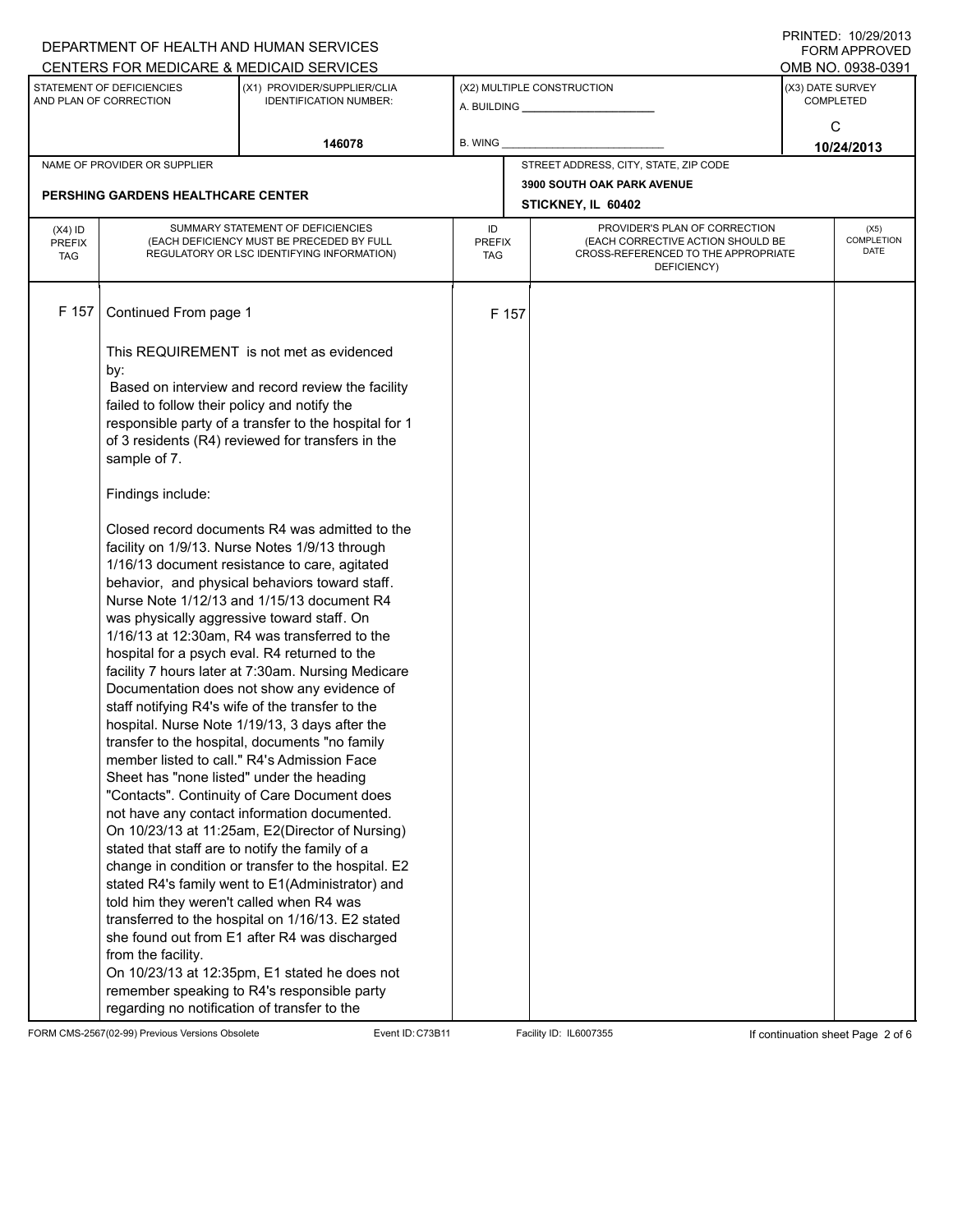DEPARTMENT OF HEALTH AND HUMAN SERVICES
CENTERS FOR MEDICARE & MEDICAID SERVICES

PRINTED: 10/29/2013
FORM APPROVED
OMB NO. 0938-0391

| STATEMENT OF DEFICIENCIES AND PLAN OF CORRECTION | (X1) PROVIDER/SUPPLIER/CLIA IDENTIFICATION NUMBER: | (X2) MULTIPLE CONSTRUCTION | (X3) DATE SURVEY COMPLETED |
|---|---|---|---|
| | 146078 | A. BUILDING ______ B. WING ______ | C 10/24/2013 |

| NAME OF PROVIDER OR SUPPLIER | STREET ADDRESS, CITY, STATE, ZIP CODE |
|---|---|
| PERSHING GARDENS HEALTHCARE CENTER | 3900 SOUTH OAK PARK AVENUE STICKNEY, IL 60402 |

| (X4) ID PREFIX TAG | SUMMARY STATEMENT OF DEFICIENCIES (EACH DEFICIENCY MUST BE PRECEDED BY FULL REGULATORY OR LSC IDENTIFYING INFORMATION) | ID PREFIX TAG | PROVIDER'S PLAN OF CORRECTION (EACH CORRECTIVE ACTION SHOULD BE CROSS-REFERENCED TO THE APPROPRIATE DEFICIENCY) | (X5) COMPLETION DATE |
|---|---|---|---|---|
| F 157 | Continued From page 1 | F 157 | | |

This REQUIREMENT is not met as evidenced by:

Based on interview and record review the facility failed to follow their policy and notify the responsible party of a transfer to the hospital for 1 of 3 residents (R4) reviewed for transfers in the sample of 7.

Findings include:

Closed record documents R4 was admitted to the facility on 1/9/13. Nurse Notes 1/9/13 through 1/16/13 document resistance to care, agitated behavior, and physical behaviors toward staff. Nurse Note 1/12/13 and 1/15/13 document R4 was physically aggressive toward staff. On 1/16/13 at 12:30am, R4 was transferred to the hospital for a psych eval. R4 returned to the facility 7 hours later at 7:30am. Nursing Medicare Documentation does not show any evidence of staff notifying R4's wife of the transfer to the hospital. Nurse Note 1/19/13, 3 days after the transfer to the hospital, documents "no family member listed to call." R4's Admission Face Sheet has "none listed" under the heading "Contacts". Continuity of Care Document does not have any contact information documented.

On 10/23/13 at 11:25am, E2(Director of Nursing) stated that staff are to notify the family of a change in condition or transfer to the hospital. E2 stated R4's family went to E1(Administrator) and told him they weren't called when R4 was transferred to the hospital on 1/16/13. E2 stated she found out from E1 after R4 was discharged from the facility.

On 10/23/13 at 12:35pm, E1 stated he does not remember speaking to R4's responsible party regarding no notification of transfer to the

FORM CMS-2567(02-99) Previous Versions Obsolete Event ID: C73B11 Facility ID: IL6007355 If continuation sheet Page 2 of 6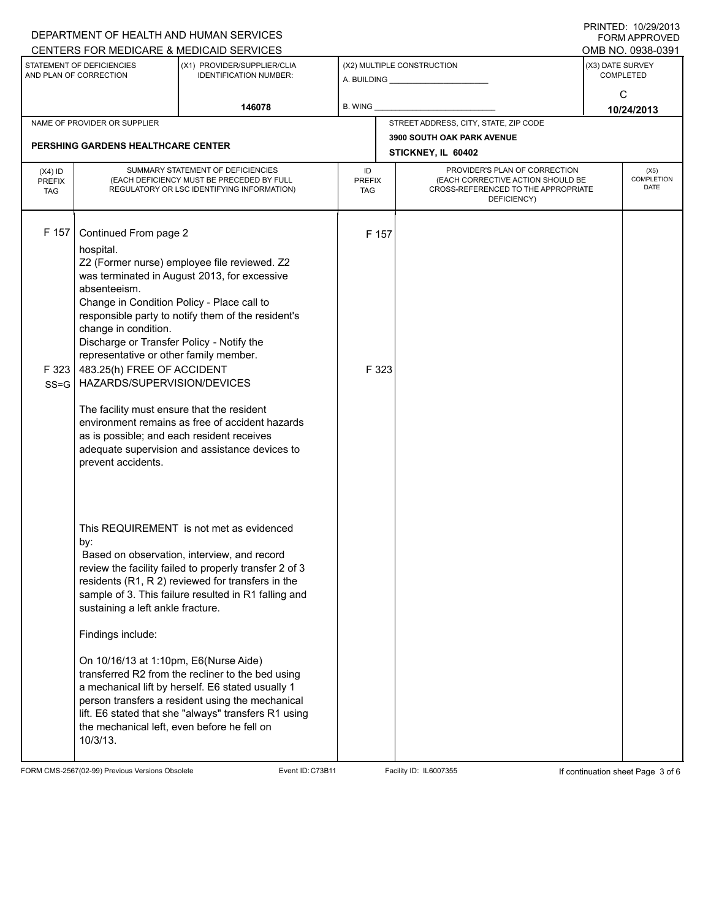DEPARTMENT OF HEALTH AND HUMAN SERVICES
CENTERS FOR MEDICARE & MEDICAID SERVICES

PRINTED: 10/29/2013
FORM APPROVED
OMB NO. 0938-0391

| STATEMENT OF DEFICIENCIES AND PLAN OF CORRECTION | (X1) PROVIDER/SUPPLIER/CLIA IDENTIFICATION NUMBER: | (X2) MULTIPLE CONSTRUCTION | (X3) DATE SURVEY COMPLETED |
|---|---|---|---|
| | 146078 | A. BUILDING ______ B. WING ______ | C 10/24/2013 |

| NAME OF PROVIDER OR SUPPLIER | STREET ADDRESS, CITY, STATE, ZIP CODE |
|---|---|
| PERSHING GARDENS HEALTHCARE CENTER | 3900 SOUTH OAK PARK AVENUE STICKNEY, IL 60402 |

| (X4) ID PREFIX TAG | SUMMARY STATEMENT OF DEFICIENCIES (EACH DEFICIENCY MUST BE PRECEDED BY FULL REGULATORY OR LSC IDENTIFYING INFORMATION) | ID PREFIX TAG | PROVIDER'S PLAN OF CORRECTION (EACH CORRECTIVE ACTION SHOULD BE CROSS-REFERENCED TO THE APPROPRIATE DEFICIENCY) | (X5) COMPLETION DATE |
|---|---|---|---|---|
| F 157 | Continued From page 2<br>hospital.<br>Z2 (Former nurse) employee file reviewed. Z2 was terminated in August 2013, for excessive absenteeism.<br>Change in Condition Policy - Place call to responsible party to notify them of the resident's change in condition.<br>Discharge or Transfer Policy - Notify the representative or other family member. | F 157 | | |
| F 323 SS=G | 483.25(h) FREE OF ACCIDENT HAZARDS/SUPERVISION/DEVICES<br><br>The facility must ensure that the resident environment remains as free of accident hazards as is possible; and each resident receives adequate supervision and assistance devices to prevent accidents.<br><br>This REQUIREMENT is not met as evidenced by:<br>Based on observation, interview, and record review the facility failed to properly transfer 2 of 3 residents (R1, R 2) reviewed for transfers in the sample of 3. This failure resulted in R1 falling and sustaining a left ankle fracture.<br><br>Findings include:<br><br>On 10/16/13 at 1:10pm, E6(Nurse Aide) transferred R2 from the recliner to the bed using a mechanical lift by herself. E6 stated usually 1 person transfers a resident using the mechanical lift. E6 stated that she "always" transfers R1 using the mechanical left, even before he fell on 10/3/13. | F 323 | | |

FORM CMS-2567(02-99) Previous Versions Obsolete | Event ID: C73B11 | Facility ID: IL6007355 | If continuation sheet Page 3 of 6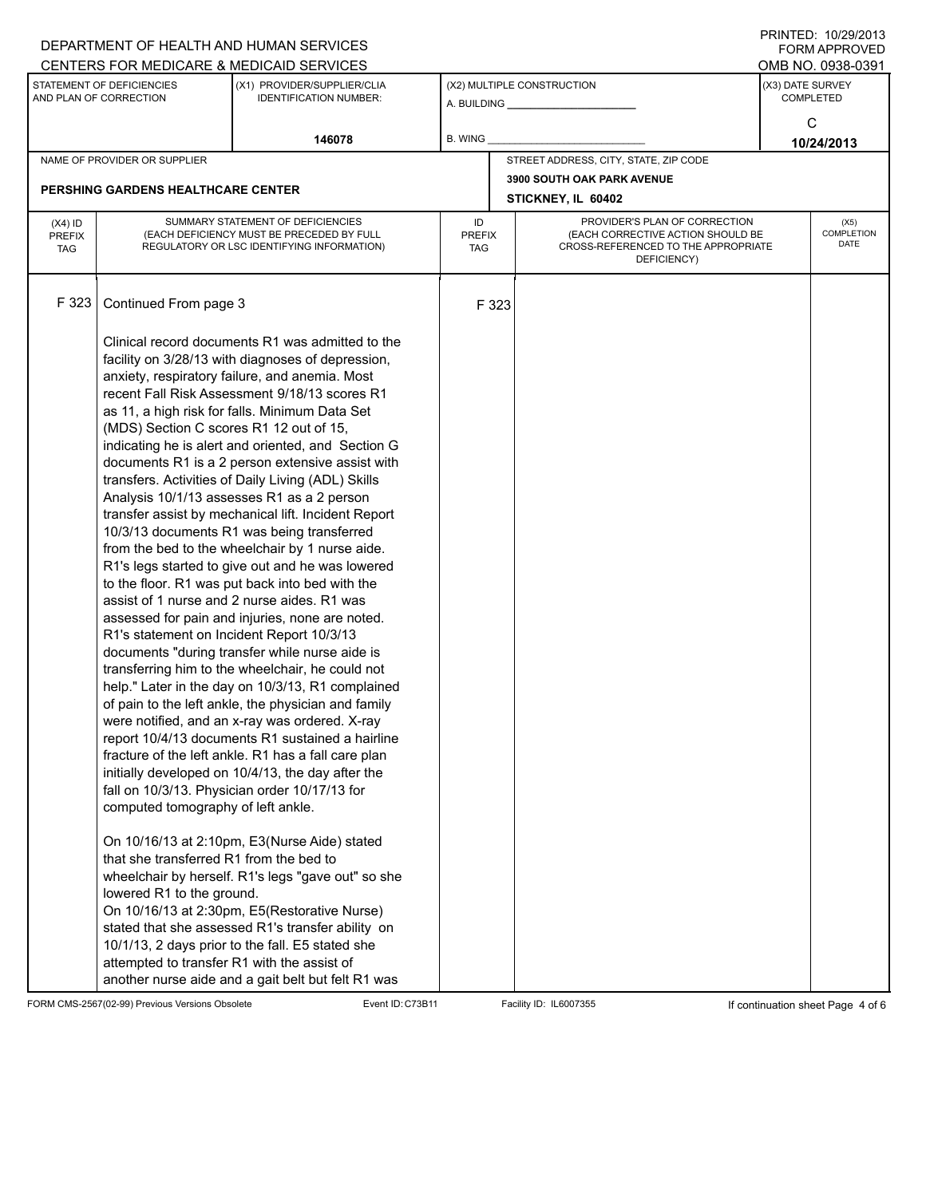DEPARTMENT OF HEALTH AND HUMAN SERVICES
CENTERS FOR MEDICARE & MEDICAID SERVICES

PRINTED: 10/29/2013
FORM APPROVED
OMB NO. 0938-0391

| STATEMENT OF DEFICIENCIES AND PLAN OF CORRECTION | (X1) PROVIDER/SUPPLIER/CLIA IDENTIFICATION NUMBER: | (X2) MULTIPLE CONSTRUCTION | (X3) DATE SURVEY COMPLETED |
|---|---|---|---|
| | 146078 | A. BUILDING ______ B. WING ______ | C 10/24/2013 |

| NAME OF PROVIDER OR SUPPLIER | STREET ADDRESS, CITY, STATE, ZIP CODE |
|---|---|
| PERSHING GARDENS HEALTHCARE CENTER | 3900 SOUTH OAK PARK AVENUE STICKNEY, IL 60402 |

| (X4) ID PREFIX TAG | SUMMARY STATEMENT OF DEFICIENCIES (EACH DEFICIENCY MUST BE PRECEDED BY FULL REGULATORY OR LSC IDENTIFYING INFORMATION) | ID PREFIX TAG | PROVIDER'S PLAN OF CORRECTION (EACH CORRECTIVE ACTION SHOULD BE CROSS-REFERENCED TO THE APPROPRIATE DEFICIENCY) | (X5) COMPLETION DATE |
|---|---|---|---|---|
| F 323 | Continued From page 3 | F 323 | | |

Clinical record documents R1 was admitted to the facility on 3/28/13 with diagnoses of depression, anxiety, respiratory failure, and anemia. Most recent Fall Risk Assessment 9/18/13 scores R1 as 11, a high risk for falls. Minimum Data Set (MDS) Section C scores R1 12 out of 15, indicating he is alert and oriented, and Section G documents R1 is a 2 person extensive assist with transfers. Activities of Daily Living (ADL) Skills Analysis 10/1/13 assesses R1 as a 2 person transfer assist by mechanical lift. Incident Report 10/3/13 documents R1 was being transferred from the bed to the wheelchair by 1 nurse aide. R1's legs started to give out and he was lowered to the floor. R1 was put back into bed with the assist of 1 nurse and 2 nurse aides. R1 was assessed for pain and injuries, none are noted. R1's statement on Incident Report 10/3/13 documents "during transfer while nurse aide is transferring him to the wheelchair, he could not help." Later in the day on 10/3/13, R1 complained of pain to the left ankle, the physician and family were notified, and an x-ray was ordered. X-ray report 10/4/13 documents R1 sustained a hairline fracture of the left ankle. R1 has a fall care plan initially developed on 10/4/13, the day after the fall on 10/3/13. Physician order 10/17/13 for computed tomography of left ankle.

On 10/16/13 at 2:10pm, E3(Nurse Aide) stated that she transferred R1 from the bed to wheelchair by herself. R1's legs "gave out" so she lowered R1 to the ground.
On 10/16/13 at 2:30pm, E5(Restorative Nurse) stated that she assessed R1's transfer ability on 10/1/13, 2 days prior to the fall. E5 stated she attempted to transfer R1 with the assist of another nurse aide and a gait belt but felt R1 was

FORM CMS-2567(02-99) Previous Versions Obsolete Event ID: C73B11 Facility ID: IL6007355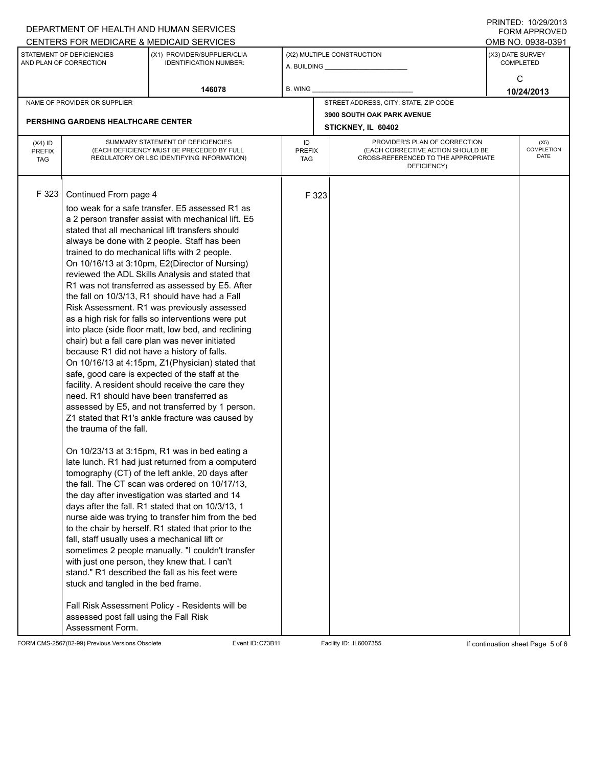DEPARTMENT OF HEALTH AND HUMAN SERVICES
CENTERS FOR MEDICARE & MEDICAID SERVICES

PRINTED: 10/29/2013
FORM APPROVED
OMB NO. 0938-0391

| STATEMENT OF DEFICIENCIES AND PLAN OF CORRECTION | (X1) PROVIDER/SUPPLIER/CLIA IDENTIFICATION NUMBER: | (X2) MULTIPLE CONSTRUCTION | (X3) DATE SURVEY COMPLETED |
|---|---|---|---|
| | 146078 | A. BUILDING ______ B. WING ______ | C 10/24/2013 |

| NAME OF PROVIDER OR SUPPLIER | STREET ADDRESS, CITY, STATE, ZIP CODE |
|---|---|
| PERSHING GARDENS HEALTHCARE CENTER | 3900 SOUTH OAK PARK AVENUE STICKNEY, IL 60402 |

| (X4) ID PREFIX TAG | SUMMARY STATEMENT OF DEFICIENCIES (EACH DEFICIENCY MUST BE PRECEDED BY FULL REGULATORY OR LSC IDENTIFYING INFORMATION) | ID PREFIX TAG | PROVIDER'S PLAN OF CORRECTION (EACH CORRECTIVE ACTION SHOULD BE CROSS-REFERENCED TO THE APPROPRIATE DEFICIENCY) | (X5) COMPLETION DATE |
|---|---|---|---|---|
| F 323 | Continued From page 4 | F 323 | | |

too weak for a safe transfer. E5 assessed R1 as a 2 person transfer assist with mechanical lift. E5 stated that all mechanical lift transfers should always be done with 2 people. Staff has been trained to do mechanical lifts with 2 people.
On 10/16/13 at 3:10pm, E2(Director of Nursing) reviewed the ADL Skills Analysis and stated that R1 was not transferred as assessed by E5. After the fall on 10/3/13, R1 should have had a Fall Risk Assessment. R1 was previously assessed as a high risk for falls so interventions were put into place (side floor matt, low bed, and reclining chair) but a fall care plan was never initiated because R1 did not have a history of falls.
On 10/16/13 at 4:15pm, Z1(Physician) stated that safe, good care is expected of the staff at the facility. A resident should receive the care they need. R1 should have been transferred as assessed by E5, and not transferred by 1 person. Z1 stated that R1's ankle fracture was caused by the trauma of the fall.

On 10/23/13 at 3:15pm, R1 was in bed eating a late lunch. R1 had just returned from a computerd tomography (CT) of the left ankle, 20 days after the fall. The CT scan was ordered on 10/17/13, the day after investigation was started and 14 days after the fall. R1 stated that on 10/3/13, 1 nurse aide was trying to transfer him from the bed to the chair by herself. R1 stated that prior to the fall, staff usually uses a mechanical lift or sometimes 2 people manually. "I couldn't transfer with just one person, they knew that. I can't stand." R1 described the fall as his feet were stuck and tangled in the bed frame.

Fall Risk Assessment Policy - Residents will be assessed post fall using the Fall Risk Assessment Form.

FORM CMS-2567(02-99) Previous Versions Obsolete Event ID: C73B11 Facility ID: IL6007355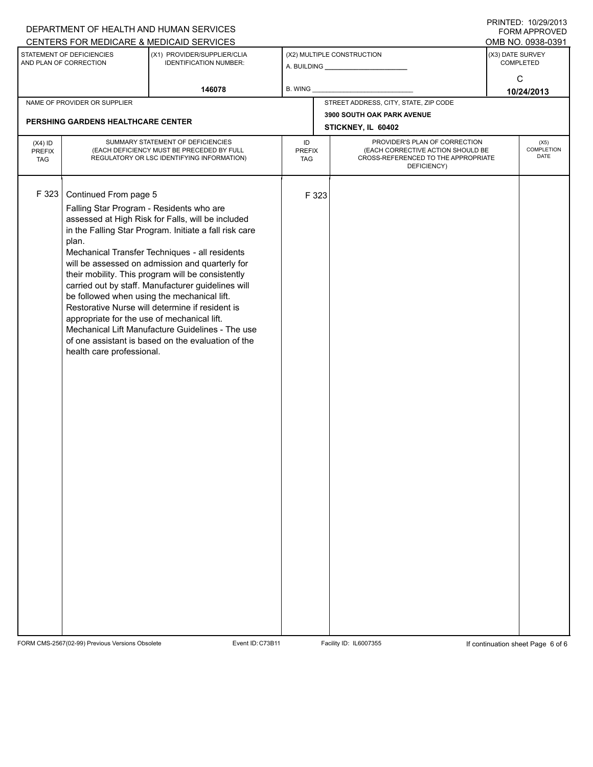DEPARTMENT OF HEALTH AND HUMAN SERVICES
CENTERS FOR MEDICARE & MEDICAID SERVICES

PRINTED: 10/29/2013
FORM APPROVED
OMB NO. 0938-0391

| STATEMENT OF DEFICIENCIES AND PLAN OF CORRECTION | (X1) PROVIDER/SUPPLIER/CLIA IDENTIFICATION NUMBER: | (X2) MULTIPLE CONSTRUCTION | (X3) DATE SURVEY COMPLETED |
|---|---|---|---|
| | 146078 | A. BUILDING ______ B. WING ______ | C 10/24/2013 |

| NAME OF PROVIDER OR SUPPLIER | STREET ADDRESS, CITY, STATE, ZIP CODE |
|---|---|
| PERSHING GARDENS HEALTHCARE CENTER | 3900 SOUTH OAK PARK AVENUE STICKNEY, IL 60402 |

| (X4) ID PREFIX TAG | SUMMARY STATEMENT OF DEFICIENCIES (EACH DEFICIENCY MUST BE PRECEDED BY FULL REGULATORY OR LSC IDENTIFYING INFORMATION) | ID PREFIX TAG | PROVIDER'S PLAN OF CORRECTION (EACH CORRECTIVE ACTION SHOULD BE CROSS-REFERENCED TO THE APPROPRIATE DEFICIENCY) | (X5) COMPLETION DATE |
|---|---|---|---|---|
| F 323 | Continued From page 5<br>Falling Star Program - Residents who are assessed at High Risk for Falls, will be included in the Falling Star Program. Initiate a fall risk care plan.<br>Mechanical Transfer Techniques - all residents will be assessed on admission and quarterly for their mobility. This program will be consistently carried out by staff. Manufacturer guidelines will be followed when using the mechanical lift. Restorative Nurse will determine if resident is appropriate for the use of mechanical lift.<br>Mechanical Lift Manufacture Guidelines - The use of one assistant is based on the evaluation of the health care professional. | F 323 | | |

FORM CMS-2567(02-99) Previous Versions Obsolete    Event ID: C73B11    Facility ID: IL6007355    If continuation sheet Page 6 of 6